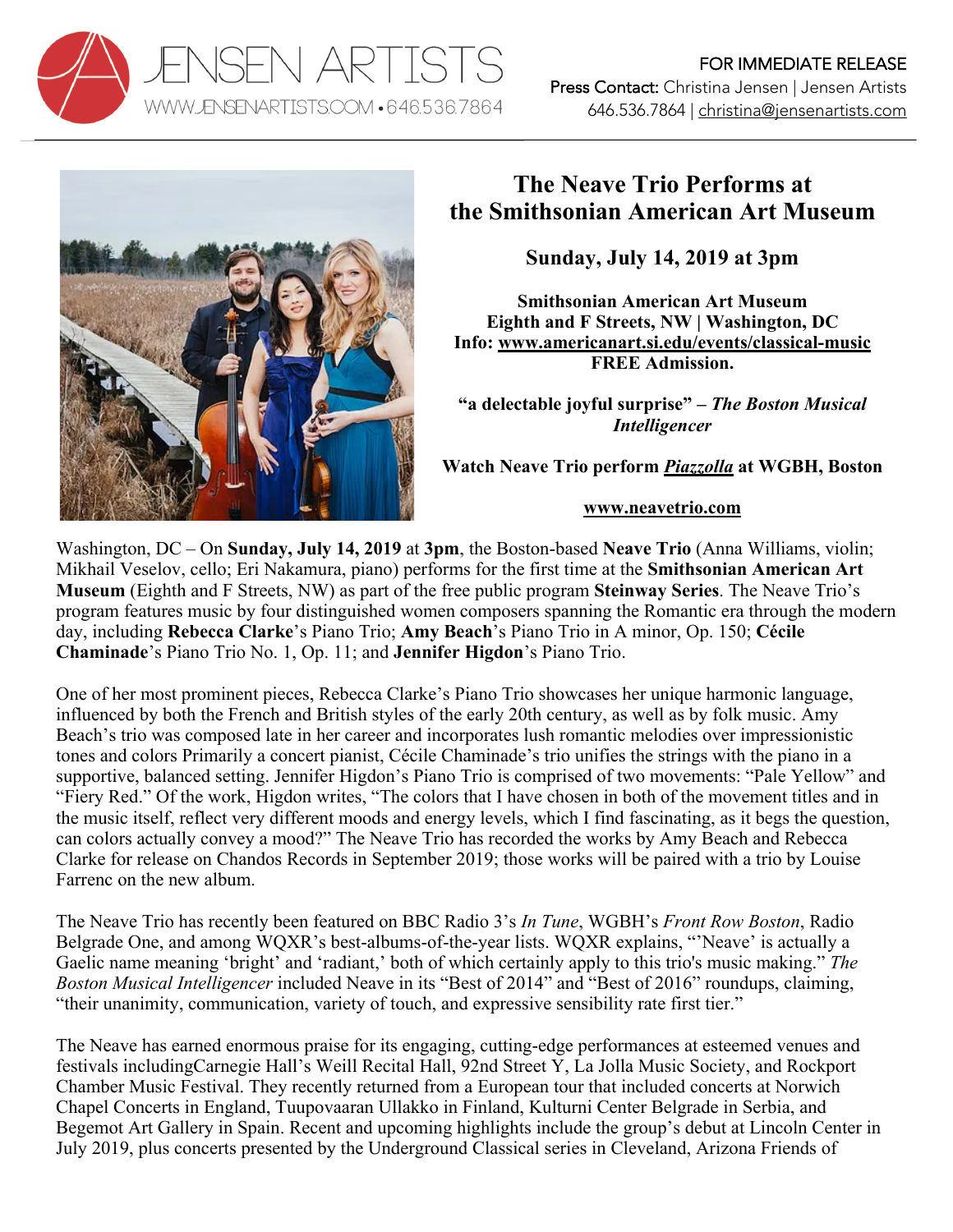JENSEN ARTISTS
WWW.JENSENARTISTS.COM • 646.536.7864

FOR IMMEDIATE RELEASE
Press Contact: Christina Jensen | Jensen Artists
646.536.7864 | christina@jensenartists.com

# The Neave Trio Performs at the Smithsonian American Art Museum

**Sunday, July 14, 2019 at 3pm**

**Smithsonian American Art Museum**
**Eighth and F Streets, NW | Washington, DC**
**Info: www.americanart.si.edu/events/classical-music**
**FREE Admission.**

**"a delectable joyful surprise" – *The Boston Musical Intelligencer***

**Watch Neave Trio perform *Piazzolla* at WGBH, Boston**

**www.neavetrio.com**

Washington, DC – On **Sunday, July 14, 2019** at **3pm**, the Boston-based **Neave Trio** (Anna Williams, violin; Mikhail Veselov, cello; Eri Nakamura, piano) performs for the first time at the **Smithsonian American Art Museum** (Eighth and F Streets, NW) as part of the free public program **Steinway Series**. The Neave Trio's program features music by four distinguished women composers spanning the Romantic era through the modern day, including **Rebecca Clarke**'s Piano Trio; **Amy Beach**'s Piano Trio in A minor, Op. 150; **Cécile Chaminade**'s Piano Trio No. 1, Op. 11; and **Jennifer Higdon**'s Piano Trio.

One of her most prominent pieces, Rebecca Clarke's Piano Trio showcases her unique harmonic language, influenced by both the French and British styles of the early 20th century, as well as by folk music. Amy Beach's trio was composed late in her career and incorporates lush romantic melodies over impressionistic tones and colors Primarily a concert pianist, Cécile Chaminade's trio unifies the strings with the piano in a supportive, balanced setting. Jennifer Higdon's Piano Trio is comprised of two movements: "Pale Yellow" and "Fiery Red." Of the work, Higdon writes, "The colors that I have chosen in both of the movement titles and in the music itself, reflect very different moods and energy levels, which I find fascinating, as it begs the question, can colors actually convey a mood?" The Neave Trio has recorded the works by Amy Beach and Rebecca Clarke for release on Chandos Records in September 2019; those works will be paired with a trio by Louise Farrenc on the new album.

The Neave Trio has recently been featured on BBC Radio 3's *In Tune*, WGBH's *Front Row Boston*, Radio Belgrade One, and among WQXR's best-albums-of-the-year lists. WQXR explains, "'Neave' is actually a Gaelic name meaning 'bright' and 'radiant,' both of which certainly apply to this trio's music making." *The Boston Musical Intelligencer* included Neave in its "Best of 2014" and "Best of 2016" roundups, claiming, "their unanimity, communication, variety of touch, and expressive sensibility rate first tier."

The Neave has earned enormous praise for its engaging, cutting-edge performances at esteemed venues and festivals includingCarnegie Hall's Weill Recital Hall, 92nd Street Y, La Jolla Music Society, and Rockport Chamber Music Festival. They recently returned from a European tour that included concerts at Norwich Chapel Concerts in England, Tuupovaaran Ullakko in Finland, Kulturni Center Belgrade in Serbia, and Begemot Art Gallery in Spain. Recent and upcoming highlights include the group's debut at Lincoln Center in July 2019, plus concerts presented by the Underground Classical series in Cleveland, Arizona Friends of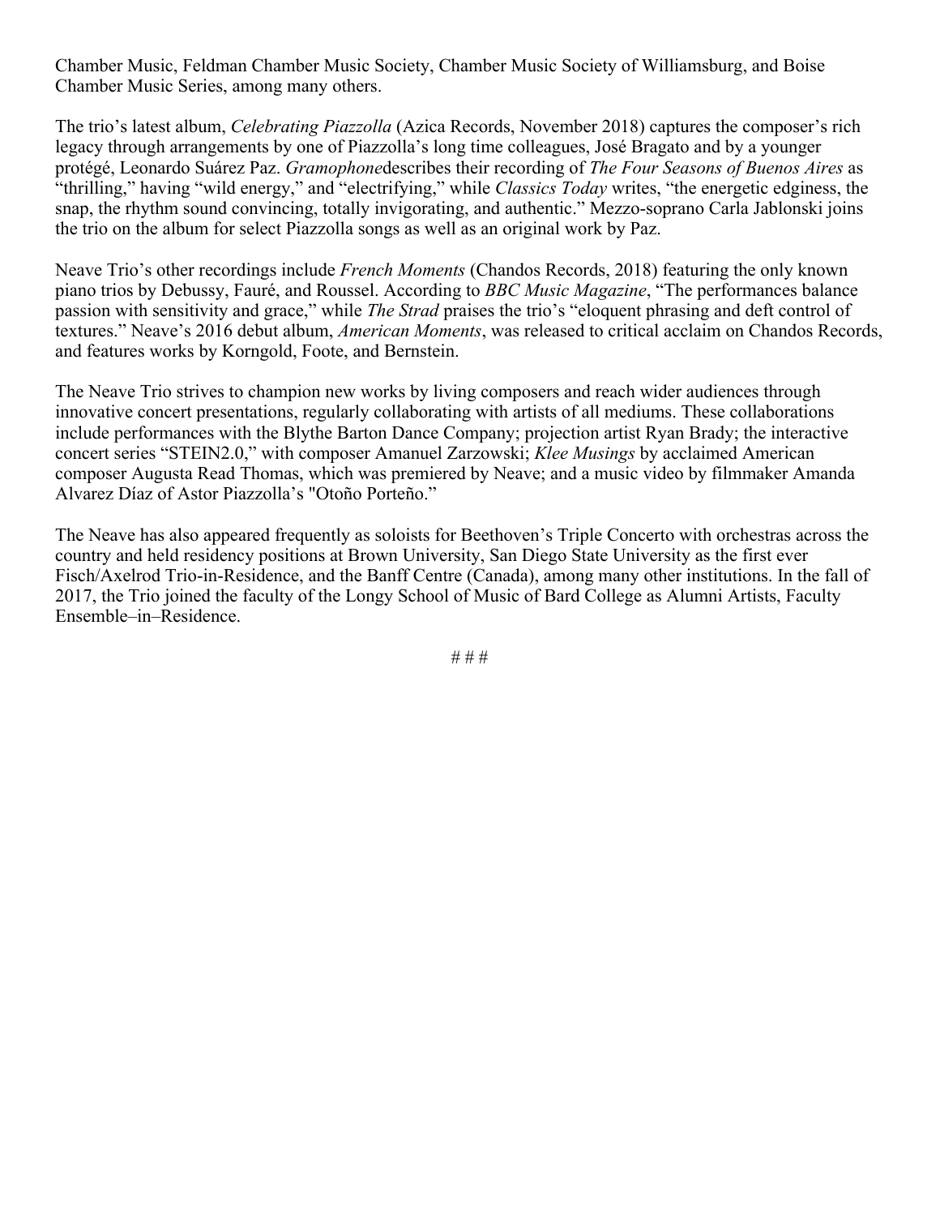Chamber Music, Feldman Chamber Music Society, Chamber Music Society of Williamsburg, and Boise Chamber Music Series, among many others.

The trio's latest album, *Celebrating Piazzolla* (Azica Records, November 2018) captures the composer's rich legacy through arrangements by one of Piazzolla's long time colleagues, José Bragato and by a younger protégé, Leonardo Suárez Paz. *Gramophone*describes their recording of *The Four Seasons of Buenos Aires* as "thrilling," having "wild energy," and "electrifying," while *Classics Today* writes, "the energetic edginess, the snap, the rhythm sound convincing, totally invigorating, and authentic." Mezzo-soprano Carla Jablonski joins the trio on the album for select Piazzolla songs as well as an original work by Paz.

Neave Trio's other recordings include *French Moments* (Chandos Records, 2018) featuring the only known piano trios by Debussy, Fauré, and Roussel. According to *BBC Music Magazine*, "The performances balance passion with sensitivity and grace," while *The Strad* praises the trio's "eloquent phrasing and deft control of textures." Neave's 2016 debut album, *American Moments*, was released to critical acclaim on Chandos Records, and features works by Korngold, Foote, and Bernstein.

The Neave Trio strives to champion new works by living composers and reach wider audiences through innovative concert presentations, regularly collaborating with artists of all mediums. These collaborations include performances with the Blythe Barton Dance Company; projection artist Ryan Brady; the interactive concert series "STEIN2.0," with composer Amanuel Zarzowski; *Klee Musings* by acclaimed American composer Augusta Read Thomas, which was premiered by Neave; and a music video by filmmaker Amanda Alvarez Díaz of Astor Piazzolla's "Otoño Porteño."

The Neave has also appeared frequently as soloists for Beethoven's Triple Concerto with orchestras across the country and held residency positions at Brown University, San Diego State University as the first ever Fisch/Axelrod Trio-in-Residence, and the Banff Centre (Canada), among many other institutions. In the fall of 2017, the Trio joined the faculty of the Longy School of Music of Bard College as Alumni Artists, Faculty Ensemble–in–Residence.

# # #